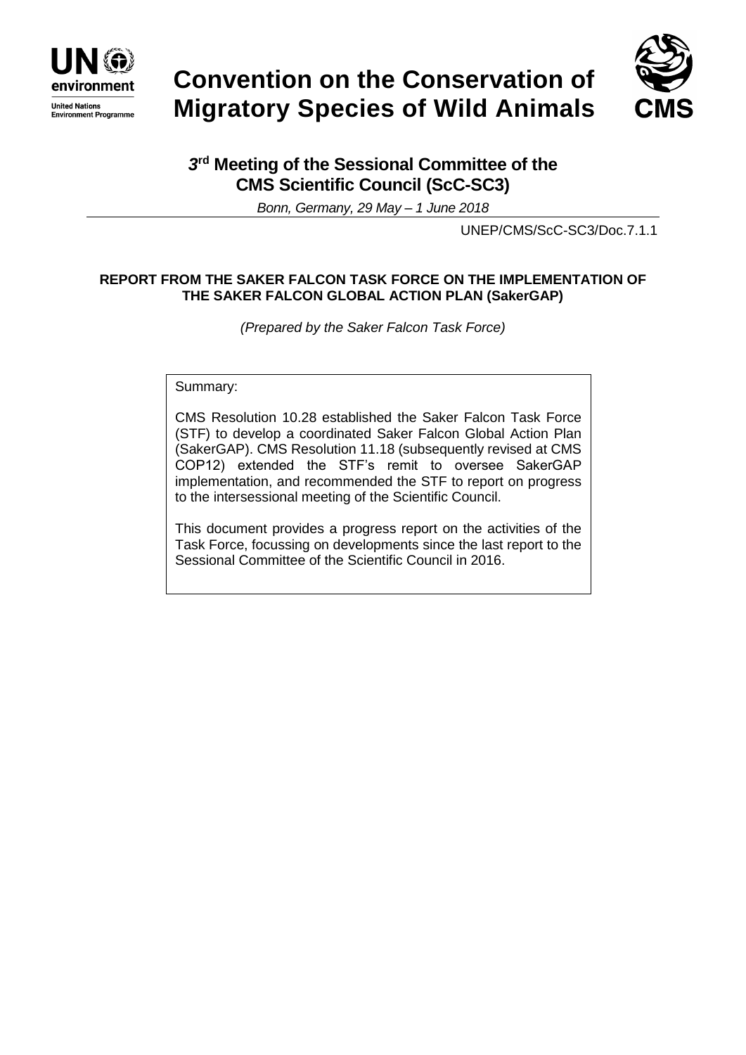# Convention on the Conservation of Migratory Species of Wild Animals

## 3rd Meeting of the Sessional Committee of the CMS Scientific Council (ScC-SC3)

*Bonn, Germany, 29 May – 1 June 2018*

UNEP/CMS/ScC-SC3/Doc.7.1.1

**REPORT FROM THE SAKER FALCON TASK FORCE ON THE IMPLEMENTATION OF THE SAKER FALCON GLOBAL ACTION PLAN (SakerGAP)**

*(Prepared by the Saker Falcon Task Force)*

Summary:

CMS Resolution 10.28 established the Saker Falcon Task Force (STF) to develop a coordinated Saker Falcon Global Action Plan (SakerGAP). CMS Resolution 11.18 (subsequently revised at CMS COP12) extended the STF's remit to oversee SakerGAP implementation, and recommended the STF to report on progress to the intersessional meeting of the Scientific Council.

This document provides a progress report on the activities of the Task Force, focussing on developments since the last report to the Sessional Committee of the Scientific Council in 2016.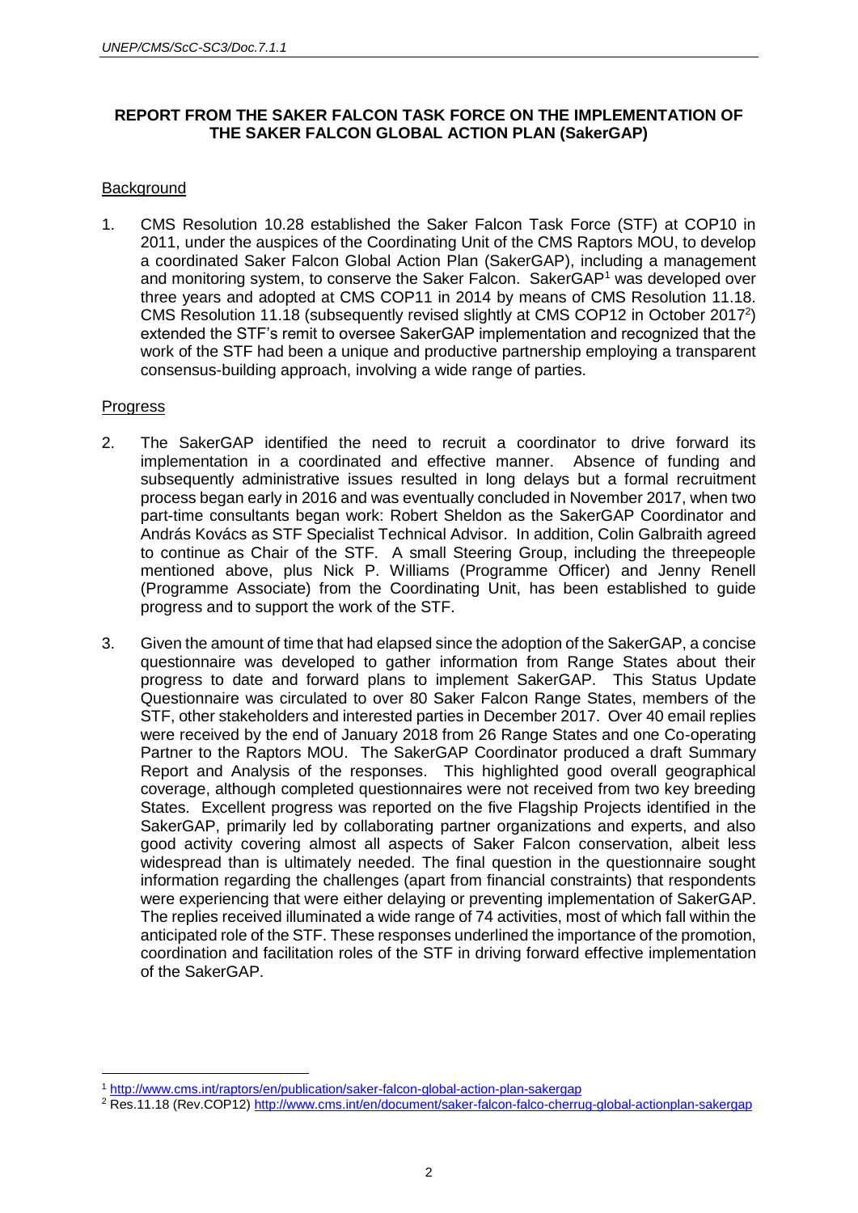# REPORT FROM THE SAKER FALCON TASK FORCE ON THE IMPLEMENTATION OF THE SAKER FALCON GLOBAL ACTION PLAN (SakerGAP)

## Background

1. CMS Resolution 10.28 established the Saker Falcon Task Force (STF) at COP10 in 2011, under the auspices of the Coordinating Unit of the CMS Raptors MOU, to develop a coordinated Saker Falcon Global Action Plan (SakerGAP), including a management and monitoring system, to conserve the Saker Falcon. SakerGAP[1] was developed over three years and adopted at CMS COP11 in 2014 by means of CMS Resolution 11.18. CMS Resolution 11.18 (subsequently revised slightly at CMS COP12 in October 2017[2]) extended the STF's remit to oversee SakerGAP implementation and recognized that the work of the STF had been a unique and productive partnership employing a transparent consensus-building approach, involving a wide range of parties.

## Progress

2. The SakerGAP identified the need to recruit a coordinator to drive forward its implementation in a coordinated and effective manner. Absence of funding and subsequently administrative issues resulted in long delays but a formal recruitment process began early in 2016 and was eventually concluded in November 2017, when two part-time consultants began work: Robert Sheldon as the SakerGAP Coordinator and András Kovács as STF Specialist Technical Advisor. In addition, Colin Galbraith agreed to continue as Chair of the STF. A small Steering Group, including the threepeople mentioned above, plus Nick P. Williams (Programme Officer) and Jenny Renell (Programme Associate) from the Coordinating Unit, has been established to guide progress and to support the work of the STF.

3. Given the amount of time that had elapsed since the adoption of the SakerGAP, a concise questionnaire was developed to gather information from Range States about their progress to date and forward plans to implement SakerGAP. This Status Update Questionnaire was circulated to over 80 Saker Falcon Range States, members of the STF, other stakeholders and interested parties in December 2017. Over 40 email replies were received by the end of January 2018 from 26 Range States and one Co-operating Partner to the Raptors MOU. The SakerGAP Coordinator produced a draft Summary Report and Analysis of the responses. This highlighted good overall geographical coverage, although completed questionnaires were not received from two key breeding States. Excellent progress was reported on the five Flagship Projects identified in the SakerGAP, primarily led by collaborating partner organizations and experts, and also good activity covering almost all aspects of Saker Falcon conservation, albeit less widespread than is ultimately needed. The final question in the questionnaire sought information regarding the challenges (apart from financial constraints) that respondents were experiencing that were either delaying or preventing implementation of SakerGAP. The replies received illuminated a wide range of 74 activities, most of which fall within the anticipated role of the STF. These responses underlined the importance of the promotion, coordination and facilitation roles of the STF in driving forward effective implementation of the SakerGAP.

---

[1] http://www.cms.int/raptors/en/publication/saker-falcon-global-action-plan-sakergap

[2] Res.11.18 (Rev.COP12) http://www.cms.int/en/document/saker-falcon-falco-cherrug-global-actionplan-sakergap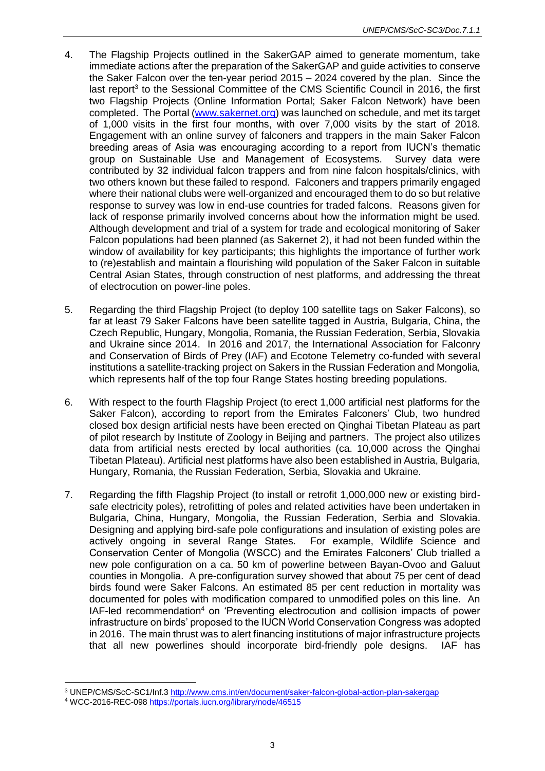4. The Flagship Projects outlined in the SakerGAP aimed to generate momentum, take immediate actions after the preparation of the SakerGAP and guide activities to conserve the Saker Falcon over the ten-year period 2015 – 2024 covered by the plan. Since the last report[3] to the Sessional Committee of the CMS Scientific Council in 2016, the first two Flagship Projects (Online Information Portal; Saker Falcon Network) have been completed. The Portal (www.sakernet.org) was launched on schedule, and met its target of 1,000 visits in the first four months, with over 7,000 visits by the start of 2018. Engagement with an online survey of falconers and trappers in the main Saker Falcon breeding areas of Asia was encouraging according to a report from IUCN's thematic group on Sustainable Use and Management of Ecosystems. Survey data were contributed by 32 individual falcon trappers and from nine falcon hospitals/clinics, with two others known but these failed to respond. Falconers and trappers primarily engaged where their national clubs were well-organized and encouraged them to do so but relative response to survey was low in end-use countries for traded falcons. Reasons given for lack of response primarily involved concerns about how the information might be used. Although development and trial of a system for trade and ecological monitoring of Saker Falcon populations had been planned (as Sakernet 2), it had not been funded within the window of availability for key participants; this highlights the importance of further work to (re)establish and maintain a flourishing wild population of the Saker Falcon in suitable Central Asian States, through construction of nest platforms, and addressing the threat of electrocution on power-line poles.

5. Regarding the third Flagship Project (to deploy 100 satellite tags on Saker Falcons), so far at least 79 Saker Falcons have been satellite tagged in Austria, Bulgaria, China, the Czech Republic, Hungary, Mongolia, Romania, the Russian Federation, Serbia, Slovakia and Ukraine since 2014. In 2016 and 2017, the International Association for Falconry and Conservation of Birds of Prey (IAF) and Ecotone Telemetry co-funded with several institutions a satellite-tracking project on Sakers in the Russian Federation and Mongolia, which represents half of the top four Range States hosting breeding populations.

6. With respect to the fourth Flagship Project (to erect 1,000 artificial nest platforms for the Saker Falcon), according to report from the Emirates Falconers' Club, two hundred closed box design artificial nests have been erected on Qinghai Tibetan Plateau as part of pilot research by Institute of Zoology in Beijing and partners. The project also utilizes data from artificial nests erected by local authorities (ca. 10,000 across the Qinghai Tibetan Plateau). Artificial nest platforms have also been established in Austria, Bulgaria, Hungary, Romania, the Russian Federation, Serbia, Slovakia and Ukraine.

7. Regarding the fifth Flagship Project (to install or retrofit 1,000,000 new or existing bird-safe electricity poles), retrofitting of poles and related activities have been undertaken in Bulgaria, China, Hungary, Mongolia, the Russian Federation, Serbia and Slovakia. Designing and applying bird-safe pole configurations and insulation of existing poles are actively ongoing in several Range States. For example, Wildlife Science and Conservation Center of Mongolia (WSCC) and the Emirates Falconers' Club trialled a new pole configuration on a ca. 50 km of powerline between Bayan-Ovoo and Galuut counties in Mongolia. A pre-configuration survey showed that about 75 per cent of dead birds found were Saker Falcons. An estimated 85 per cent reduction in mortality was documented for poles with modification compared to unmodified poles on this line. An IAF-led recommendation[4] on 'Preventing electrocution and collision impacts of power infrastructure on birds' proposed to the IUCN World Conservation Congress was adopted in 2016. The main thrust was to alert financing institutions of major infrastructure projects that all new powerlines should incorporate bird-friendly pole designs. IAF has

[3] UNEP/CMS/ScC-SC1/Inf.3 http://www.cms.int/en/document/saker-falcon-global-action-plan-sakergap

[4] WCC-2016-REC-098 https://portals.iucn.org/library/node/46515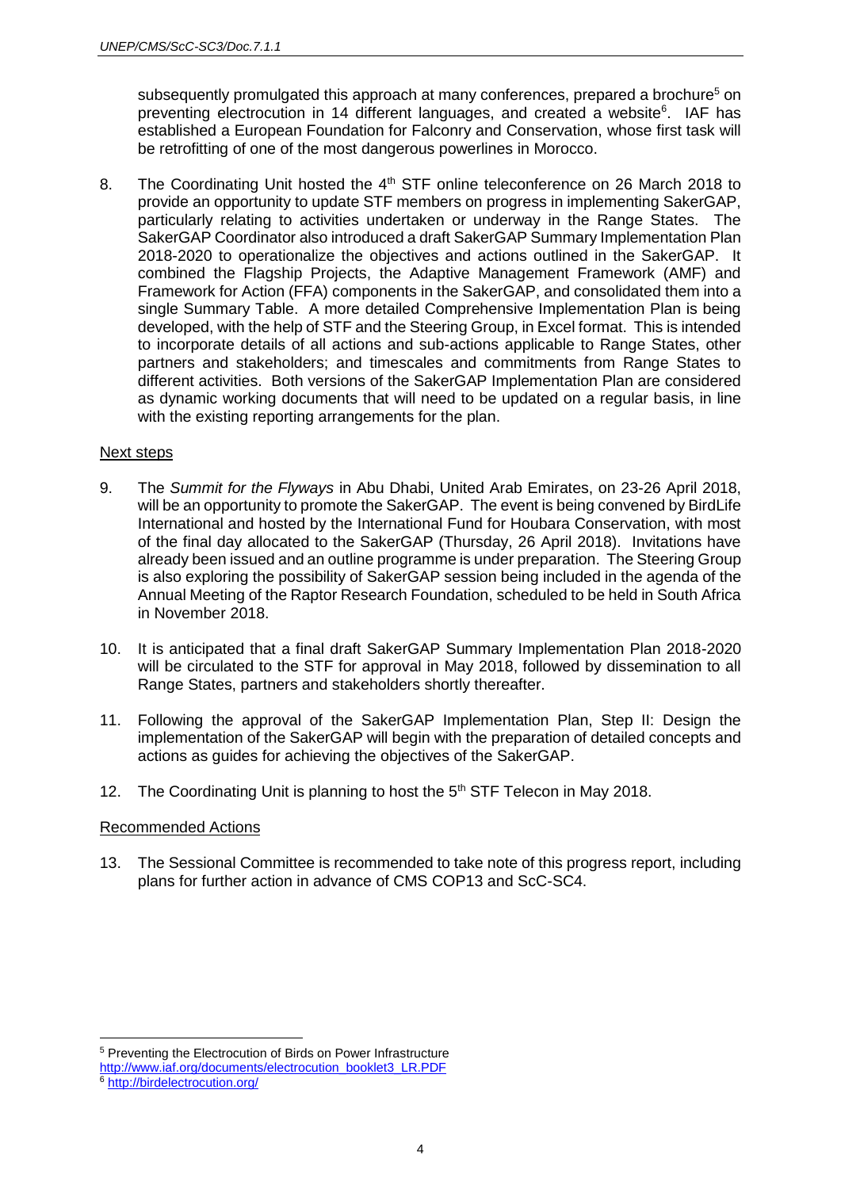subsequently promulgated this approach at many conferences, prepared a brochure[5] on preventing electrocution in 14 different languages, and created a website[6]. IAF has established a European Foundation for Falconry and Conservation, whose first task will be retrofitting of one of the most dangerous powerlines in Morocco.

8. The Coordinating Unit hosted the 4th STF online teleconference on 26 March 2018 to provide an opportunity to update STF members on progress in implementing SakerGAP, particularly relating to activities undertaken or underway in the Range States. The SakerGAP Coordinator also introduced a draft SakerGAP Summary Implementation Plan 2018-2020 to operationalize the objectives and actions outlined in the SakerGAP. It combined the Flagship Projects, the Adaptive Management Framework (AMF) and Framework for Action (FFA) components in the SakerGAP, and consolidated them into a single Summary Table. A more detailed Comprehensive Implementation Plan is being developed, with the help of STF and the Steering Group, in Excel format. This is intended to incorporate details of all actions and sub-actions applicable to Range States, other partners and stakeholders; and timescales and commitments from Range States to different activities. Both versions of the SakerGAP Implementation Plan are considered as dynamic working documents that will need to be updated on a regular basis, in line with the existing reporting arrangements for the plan.

## Next steps

9. The *Summit for the Flyways* in Abu Dhabi, United Arab Emirates, on 23-26 April 2018, will be an opportunity to promote the SakerGAP. The event is being convened by BirdLife International and hosted by the International Fund for Houbara Conservation, with most of the final day allocated to the SakerGAP (Thursday, 26 April 2018). Invitations have already been issued and an outline programme is under preparation. The Steering Group is also exploring the possibility of SakerGAP session being included in the agenda of the Annual Meeting of the Raptor Research Foundation, scheduled to be held in South Africa in November 2018.

10. It is anticipated that a final draft SakerGAP Summary Implementation Plan 2018-2020 will be circulated to the STF for approval in May 2018, followed by dissemination to all Range States, partners and stakeholders shortly thereafter.

11. Following the approval of the SakerGAP Implementation Plan, Step II: Design the implementation of the SakerGAP will begin with the preparation of detailed concepts and actions as guides for achieving the objectives of the SakerGAP.

12. The Coordinating Unit is planning to host the 5th STF Telecon in May 2018.

## Recommended Actions

13. The Sessional Committee is recommended to take note of this progress report, including plans for further action in advance of CMS COP13 and ScC-SC4.

---

[5] Preventing the Electrocution of Birds on Power Infrastructure http://www.iaf.org/documents/electrocution_booklet3_LR.PDF

[6] http://birdelectrocution.org/